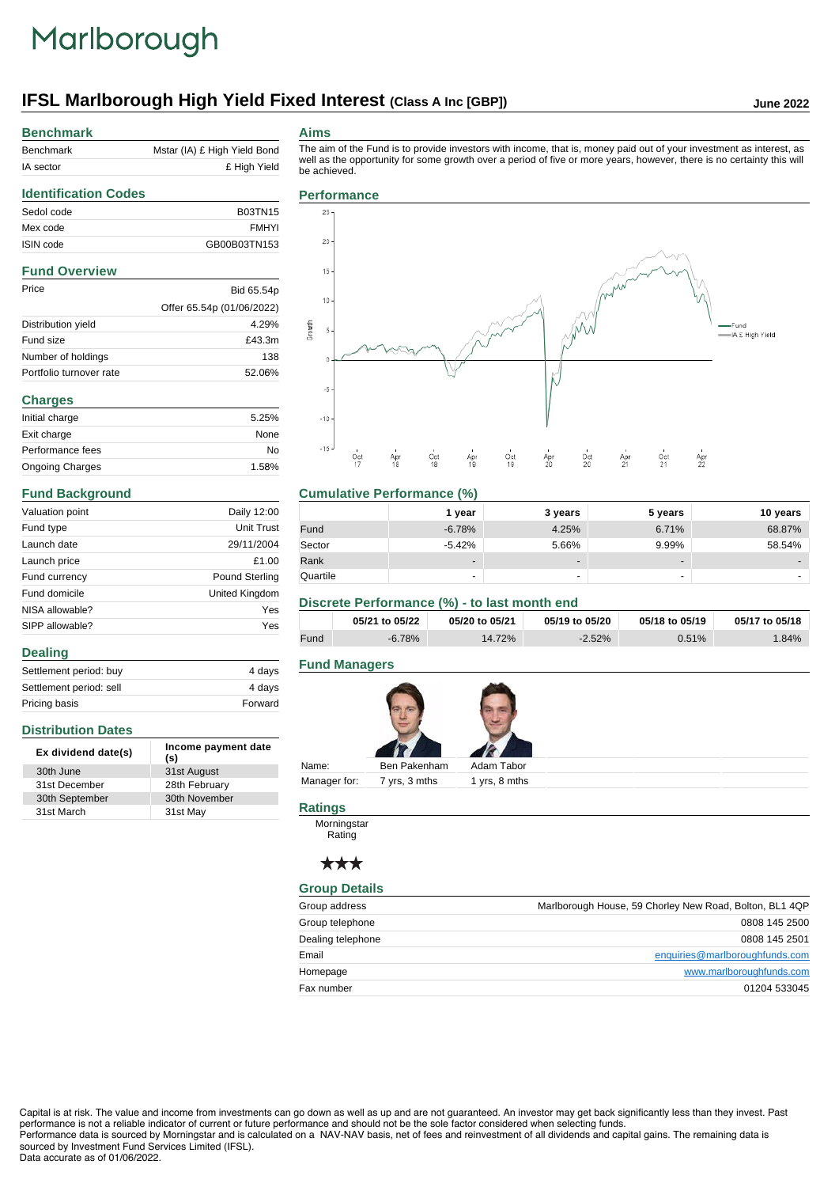Marlborough

# IFSL Marlborough High Yield Fixed Interest (Class A Inc [GBP])

June 2022

## Benchmark

| | |
|---|---|
| Benchmark | Mstar (IA) £ High Yield Bond |
| IA sector | £ High Yield |

## Identification Codes

| | |
|---|---|
| Sedol code | B03TN15 |
| Mex code | FMHYI |
| ISIN code | GB00B03TN153 |

## Fund Overview

| | |
|---|---|
| Price | Bid 65.54p |
| | Offer 65.54p (01/06/2022) |
| Distribution yield | 4.29% |
| Fund size | £43.3m |
| Number of holdings | 138 |
| Portfolio turnover rate | 52.06% |

## Charges

| | |
|---|---|
| Initial charge | 5.25% |
| Exit charge | None |
| Performance fees | No |
| Ongoing Charges | 1.58% |

## Fund Background

| | |
|---|---|
| Valuation point | Daily 12:00 |
| Fund type | Unit Trust |
| Launch date | 29/11/2004 |
| Launch price | £1.00 |
| Fund currency | Pound Sterling |
| Fund domicile | United Kingdom |
| NISA allowable? | Yes |
| SIPP allowable? | Yes |

## Dealing

| | |
|---|---|
| Settlement period: buy | 4 days |
| Settlement period: sell | 4 days |
| Pricing basis | Forward |

## Distribution Dates

| Ex dividend date(s) | Income payment date (s) |
|---|---|
| 30th June | 31st August |
| 31st December | 28th February |
| 30th September | 30th November |
| 31st March | 31st May |

## Aims

The aim of the Fund is to provide investors with income, that is, money paid out of your investment as interest, as well as the opportunity for some growth over a period of five or more years, however, there is no certainty this will be achieved.

## Performance

## Cumulative Performance (%)

| | 1 year | 3 years | 5 years | 10 years |
|---|---|---|---|---|
| Fund | -6.78% | 4.25% | 6.71% | 68.87% |
| Sector | -5.42% | 5.66% | 9.99% | 58.54% |
| Rank | - | - | - | - |
| Quartile | - | - | - | - |

## Discrete Performance (%) - to last month end

| | 05/21 to 05/22 | 05/20 to 05/21 | 05/19 to 05/20 | 05/18 to 05/19 | 05/17 to 05/18 |
|---|---|---|---|---|---|
| Fund | -6.78% | 14.72% | -2.52% | 0.51% | 1.84% |

## Fund Managers

| | | |
|---|---|---|
| Name: | Ben Pakenham | Adam Tabor |
| Manager for: | 7 yrs, 3 mths | 1 yrs, 8 mths |

## Ratings

Morningstar Rating

★★★

## Group Details

| | |
|---|---|
| Group address | Marlborough House, 59 Chorley New Road, Bolton, BL1 4QP |
| Group telephone | 0808 145 2500 |
| Dealing telephone | 0808 145 2501 |
| Email | enquiries@marlboroughfunds.com |
| Homepage | www.marlboroughfunds.com |
| Fax number | 01204 533045 |

Capital is at risk. The value and income from investments can go down as well as up and are not guaranteed. An investor may get back significantly less than they invest. Past performance is not a reliable indicator of current or future performance and should not be the sole factor considered when selecting funds.
Performance data is sourced by Morningstar and is calculated on a NAV-NAV basis, net of fees and reinvestment of all dividends and capital gains. The remaining data is sourced by Investment Fund Services Limited (IFSL).
Data accurate as of 01/06/2022.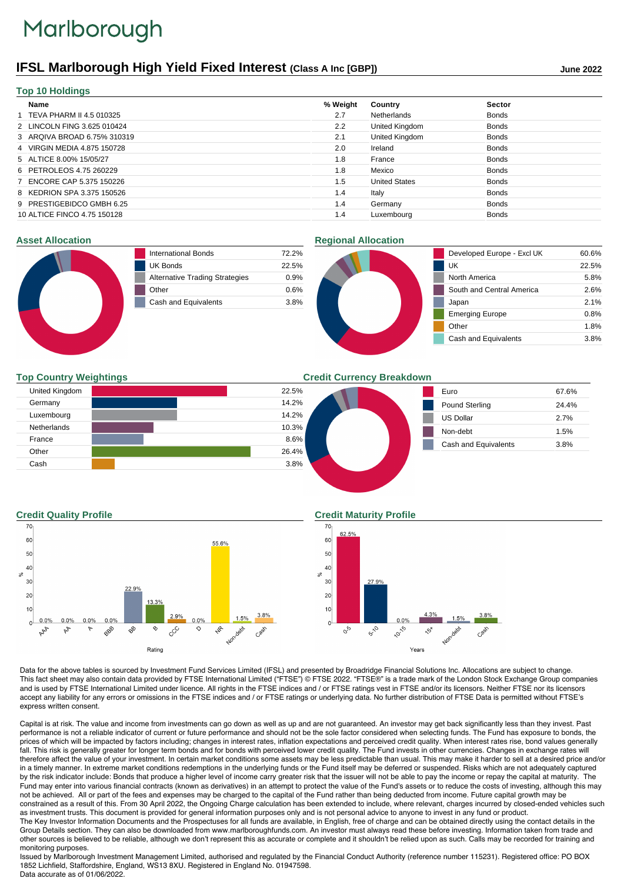Marlborough

# IFSL Marlborough High Yield Fixed Interest (Class A Inc [GBP])

June 2022

## Top 10 Holdings

| | Name | % Weight | Country | Sector |
|---|---|---|---|---|
| 1 | TEVA PHARM II 4.5 010325 | 2.7 | Netherlands | Bonds |
| 2 | LINCOLN FING 3.625 010424 | 2.2 | United Kingdom | Bonds |
| 3 | ARQIVA BROAD 6.75% 310319 | 2.1 | United Kingdom | Bonds |
| 4 | VIRGIN MEDIA 4.875 150728 | 2.0 | Ireland | Bonds |
| 5 | ALTICE 8.00% 15/05/27 | 1.8 | France | Bonds |
| 6 | PETROLEOS 4.75 260229 | 1.8 | Mexico | Bonds |
| 7 | ENCORE CAP 5.375 150226 | 1.5 | United States | Bonds |
| 8 | KEDRION SPA 3.375 150526 | 1.4 | Italy | Bonds |
| 9 | PRESTIGEBIDCO GMBH 6.25 | 1.4 | Germany | Bonds |
| 10 | ALTICE FINCO 4.75 150128 | 1.4 | Luxembourg | Bonds |

## Asset Allocation

| | |
|---|---|
| International Bonds | 72.2% |
| UK Bonds | 22.5% |
| Alternative Trading Strategies | 0.9% |
| Other | 0.6% |
| Cash and Equivalents | 3.8% |

## Regional Allocation

| | |
|---|---|
| Developed Europe - Excl UK | 60.6% |
| UK | 22.5% |
| North America | 5.8% |
| South and Central America | 2.6% |
| Japan | 2.1% |
| Emerging Europe | 0.8% |
| Other | 1.8% |
| Cash and Equivalents | 3.8% |

## Top Country Weightings

United Kingdom 22.5%
Germany 14.2%
Luxembourg 14.2%
Netherlands 10.3%
France 8.6%
Other 26.4%
Cash 3.8%

## Credit Currency Breakdown

| | |
|---|---|
| Euro | 67.6% |
| Pound Sterling | 24.4% |
| US Dollar | 2.7% |
| Non-debt | 1.5% |
| Cash and Equivalents | 3.8% |

## Credit Quality Profile

%
Rating
AAA 0.0%
AA 0.0%
A 0.0%
BBB 0.0%
BB 22.9%
B 13.3%
CCC 2.9%
D 0.0%
NR 55.6%
Non-debt 1.5%
Cash 3.8%

## Credit Maturity Profile

%
Years
0-5 62.5%
5-10 27.9%
10-15 0.0%
15+ 4.3%
Non-debt 1.5%
Cash 3.8%

Data for the above tables is sourced by Investment Fund Services Limited (IFSL) and presented by Broadridge Financial Solutions Inc. Allocations are subject to change. This fact sheet may also contain data provided by FTSE International Limited ("FTSE") © FTSE 2022. "FTSE®" is a trade mark of the London Stock Exchange Group companies and is used by FTSE International Limited under licence. All rights in the FTSE indices and / or FTSE ratings vest in FTSE and/or its licensors. Neither FTSE nor its licensors accept any liability for any errors or omissions in the FTSE indices and / or FTSE ratings or underlying data. No further distribution of FTSE Data is permitted without FTSE's express written consent.

Capital is at risk. The value and income from investments can go down as well as up and are not guaranteed. An investor may get back significantly less than they invest. Past performance is not a reliable indicator of current or future performance and should not be the sole factor considered when selecting funds. The Fund has exposure to bonds, the prices of which will be impacted by factors including; changes in interest rates, inflation expectations and perceived credit quality. When interest rates rise, bond values generally fall. This risk is generally greater for longer term bonds and for bonds with perceived lower credit quality. The Fund invests in other currencies. Changes in exchange rates will therefore affect the value of your investment. In certain market conditions some assets may be less predictable than usual. This may make it harder to sell at a desired price and/or in a timely manner. In extreme market conditions redemptions in the underlying funds or the Fund itself may be deferred or suspended. Risks which are not adequately captured by the risk indicator include: Bonds that produce a higher level of income carry greater risk that the issuer will not be able to pay the income or repay the capital at maturity. The Fund may enter into various financial contracts (known as derivatives) in an attempt to protect the value of the Fund's assets or to reduce the costs of investing, although this may not be achieved. All or part of the fees and expenses may be charged to the capital of the Fund rather than being deducted from income. Future capital growth may be constrained as a result of this. From 30 April 2022, the Ongoing Charge calculation has been extended to include, where relevant, charges incurred by closed-ended vehicles such as investment trusts. This document is provided for general information purposes only and is not personal advice to anyone to invest in any fund or product.
The Key Investor Information Documents and the Prospectuses for all funds are available, in English, free of charge and can be obtained directly using the contact details in the Group Details section. They can also be downloaded from www.marlboroughfunds.com. An investor must always read these before investing. Information taken from trade and other sources is believed to be reliable, although we don't represent this as accurate or complete and it shouldn't be relied upon as such. Calls may be recorded for training and monitoring purposes.
Issued by Marlborough Investment Management Limited, authorised and regulated by the Financial Conduct Authority (reference number 115231). Registered office: PO BOX 1852 Lichfield, Staffordshire, England, WS13 8XU. Registered in England No. 01947598.
Data accurate as of 01/06/2022.